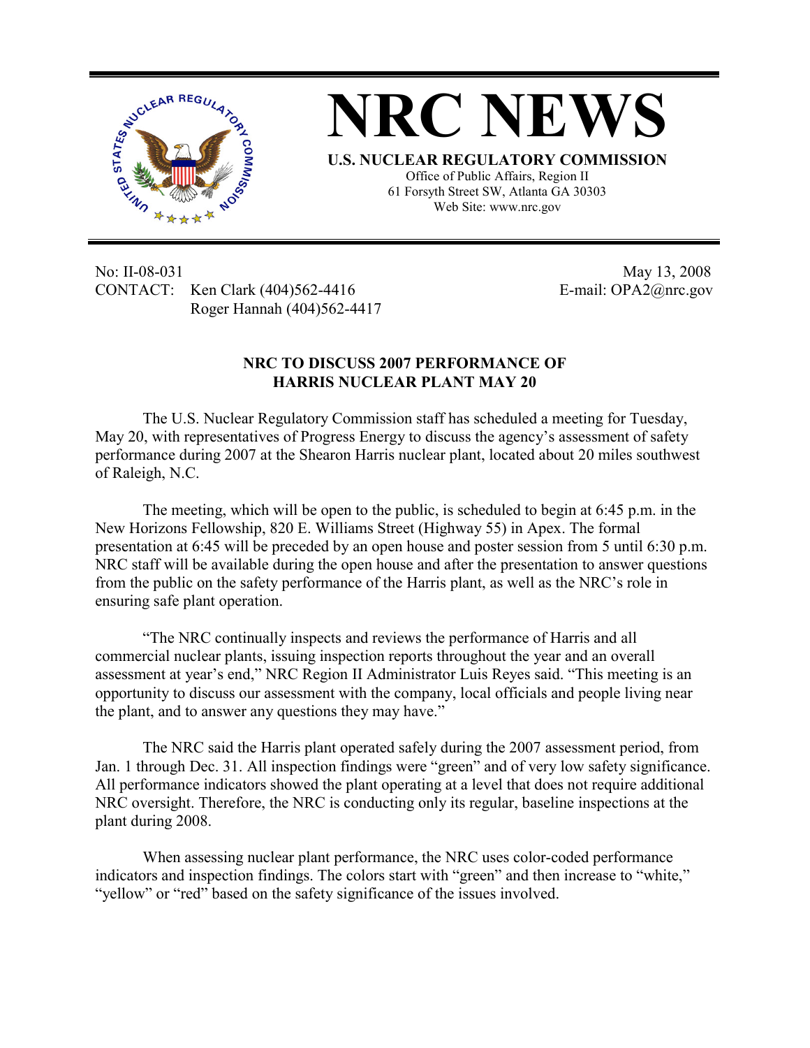# NRC NEWS

**U.S. NUCLEAR REGULATORY COMMISSION**

Office of Public Affairs, Region II
61 Forsyth Street SW, Atlanta GA 30303
Web Site: www.nrc.gov

No: II-08-031
CONTACT: Ken Clark (404)562-4416
Roger Hannah (404)562-4417

May 13, 2008
E-mail: OPA2@nrc.gov

## NRC TO DISCUSS 2007 PERFORMANCE OF HARRIS NUCLEAR PLANT MAY 20

The U.S. Nuclear Regulatory Commission staff has scheduled a meeting for Tuesday, May 20, with representatives of Progress Energy to discuss the agency's assessment of safety performance during 2007 at the Shearon Harris nuclear plant, located about 20 miles southwest of Raleigh, N.C.

The meeting, which will be open to the public, is scheduled to begin at 6:45 p.m. in the New Horizons Fellowship, 820 E. Williams Street (Highway 55) in Apex. The formal presentation at 6:45 will be preceded by an open house and poster session from 5 until 6:30 p.m. NRC staff will be available during the open house and after the presentation to answer questions from the public on the safety performance of the Harris plant, as well as the NRC's role in ensuring safe plant operation.

"The NRC continually inspects and reviews the performance of Harris and all commercial nuclear plants, issuing inspection reports throughout the year and an overall assessment at year's end," NRC Region II Administrator Luis Reyes said. "This meeting is an opportunity to discuss our assessment with the company, local officials and people living near the plant, and to answer any questions they may have."

The NRC said the Harris plant operated safely during the 2007 assessment period, from Jan. 1 through Dec. 31. All inspection findings were "green" and of very low safety significance. All performance indicators showed the plant operating at a level that does not require additional NRC oversight. Therefore, the NRC is conducting only its regular, baseline inspections at the plant during 2008.

When assessing nuclear plant performance, the NRC uses color-coded performance indicators and inspection findings. The colors start with "green" and then increase to "white," "yellow" or "red" based on the safety significance of the issues involved.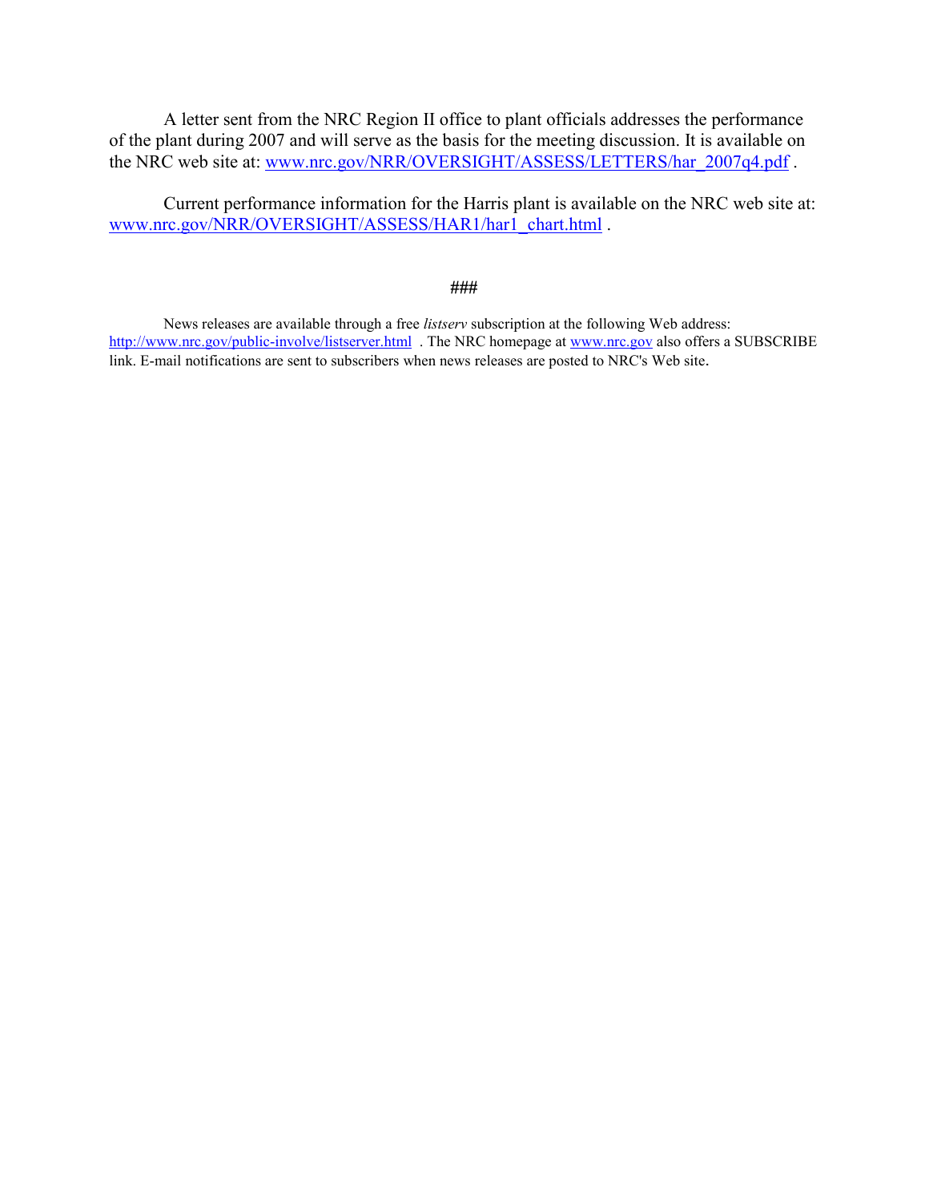A letter sent from the NRC Region II office to plant officials addresses the performance of the plant during 2007 and will serve as the basis for the meeting discussion. It is available on the NRC web site at: www.nrc.gov/NRR/OVERSIGHT/ASSESS/LETTERS/har_2007q4.pdf .

Current performance information for the Harris plant is available on the NRC web site at: www.nrc.gov/NRR/OVERSIGHT/ASSESS/HAR1/har1_chart.html .

###

News releases are available through a free *listserv* subscription at the following Web address: http://www.nrc.gov/public-involve/listserver.html . The NRC homepage at www.nrc.gov also offers a SUBSCRIBE link. E-mail notifications are sent to subscribers when news releases are posted to NRC's Web site.